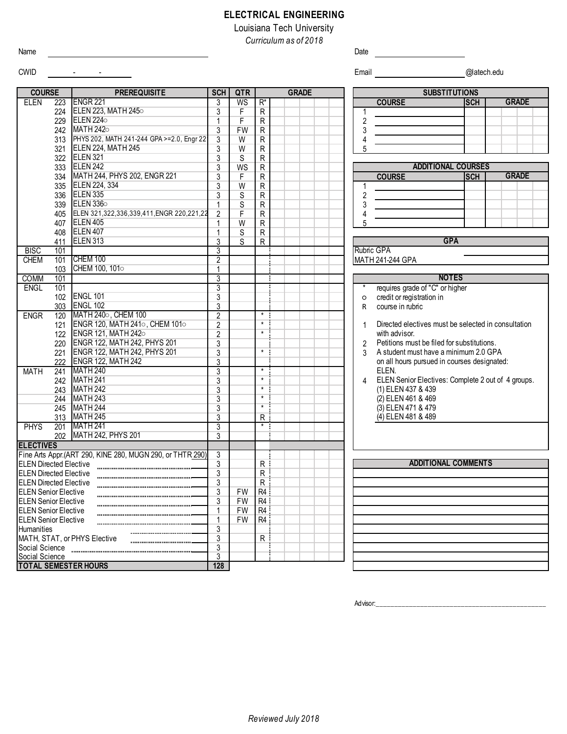# ELECTRICAL ENGINEERING

Louisiana Tech University

*Curriculum as of 2018*

Name ______________________ Date ______________

CWID ___ - ___ - ___ Email ______________ @latech.edu

| COURSE | | PREREQUISITE | SCH | QTR | | GRADE |
|---|---|---|---|---|---|---|
| ELEN | 223 | ENGR 221 | 3 | WS | R* | |
| | 224 | ELEN 223, MATH 245○ | 3 | F | R | |
| | 229 | ELEN 224○ | 1 | F | R | |
| | 242 | MATH 242○ | 3 | FW | R | |
| | 313 | PHYS 202, MATH 241-244 GPA >=2.0, Engr 22 | 3 | W | R | |
| | 321 | ELEN 224, MATH 245 | 3 | W | R | |
| | 322 | ELEN 321 | 3 | S | R | |
| | 333 | ELEN 242 | 3 | WS | R | |
| | 334 | MATH 244, PHYS 202, ENGR 221 | 3 | F | R | |
| | 335 | ELEN 224, 334 | 3 | W | R | |
| | 336 | ELEN 335 | 3 | S | R | |
| | 339 | ELEN 336○ | 1 | S | R | |
| | 405 | ELEN 321,322,336,339,411,ENGR 220,221,22 | 2 | F | R | |
| | 407 | ELEN 405 | 1 | W | R | |
| | 408 | ELEN 407 | 1 | S | R | |
| | 411 | ELEN 313 | 3 | S | R | |
| BISC | 101 | | 3 | | | |
| CHEM | 101 | CHEM 100 | 2 | | | |
| | 103 | CHEM 100, 101○ | 1 | | | |
| COMM | 101 | | 3 | | | |
| ENGL | 101 | | 3 | | | |
| | 102 | ENGL 101 | 3 | | | |
| | 303 | ENGL 102 | 3 | | | |
| ENGR | 120 | MATH 240○, CHEM 100 | 2 | | * | |
| | 121 | ENGR 120, MATH 241○, CHEM 101○ | 2 | | * | |
| | 122 | ENGR 121, MATH 242○ | 2 | | * | |
| | 220 | ENGR 122, MATH 242, PHYS 201 | 3 | | | |
| | 221 | ENGR 122, MATH 242, PHYS 201 | 3 | | * | |
| | 222 | ENGR 122, MATH 242 | 3 | | | |
| MATH | 241 | MATH 240 | 3 | | * | |
| | 242 | MATH 241 | 3 | | * | |
| | 243 | MATH 242 | 3 | | * | |
| | 244 | MATH 243 | 3 | | * | |
| | 245 | MATH 244 | 3 | | * | |
| | 313 | MATH 245 | 3 | | R | |
| PHYS | 201 | MATH 241 | 3 | | * | |
| | 202 | MATH 242, PHYS 201 | 3 | | | |
| **ELECTIVES** | | | | | | |
| Fine Arts Appr.(ART 290, KINE 280, MUGN 290, or THTR 290) | | | 3 | | | |
| ELEN Directed Elective | | | 3 | | R | |
| ELEN Directed Elective | | | 3 | | R | |
| ELEN Directed Elective | | | 3 | | R | |
| ELEN Senior Elective | | | 3 | FW | R4 | |
| ELEN Senior Elective | | | 3 | FW | R4 | |
| ELEN Senior Elective | | | 1 | FW | R4 | |
| ELEN Senior Elective | | | 1 | FW | R4 | |
| Humanities | | | 3 | | | |
| MATH, STAT, or PHYS Elective | | | 3 | | R | |
| Social Science | | | 3 | | | |
| Social Science | | | 3 | | | |
| **TOTAL SEMESTER HOURS** | | | **128** | | | |

| SUBSTITUTIONS | | |
|---|---|---|
| COURSE | SCH | GRADE |
| 1 | | |
| 2 | | |
| 3 | | |
| 4 | | |
| 5 | | |

| ADDITIONAL COURSES | | |
|---|---|---|
| COURSE | SCH | GRADE |
| 1 | | |
| 2 | | |
| 3 | | |
| 4 | | |
| 5 | | |

| GPA | |
|---|---|
| Rubric GPA | |
| MATH 241-244 GPA | |

**NOTES**

- \* requires grade of "C" or higher
- ○ credit or registration in
- R course in rubric

1. Directed electives must be selected in consultation with advisor.
2. Petitions must be filed for substitutions.
3. A student must have a minimum 2.0 GPA on all hours pursued in courses designated: ELEN.
4. ELEN Senior Electives: Complete 2 out of 4 groups.
   (1) ELEN 437 & 439
   (2) ELEN 461 & 469
   (3) ELEN 471 & 479
   (4) ELEN 481 & 489

**ADDITIONAL COMMENTS**

Advisor: ______________________

*Reviewed July 2018*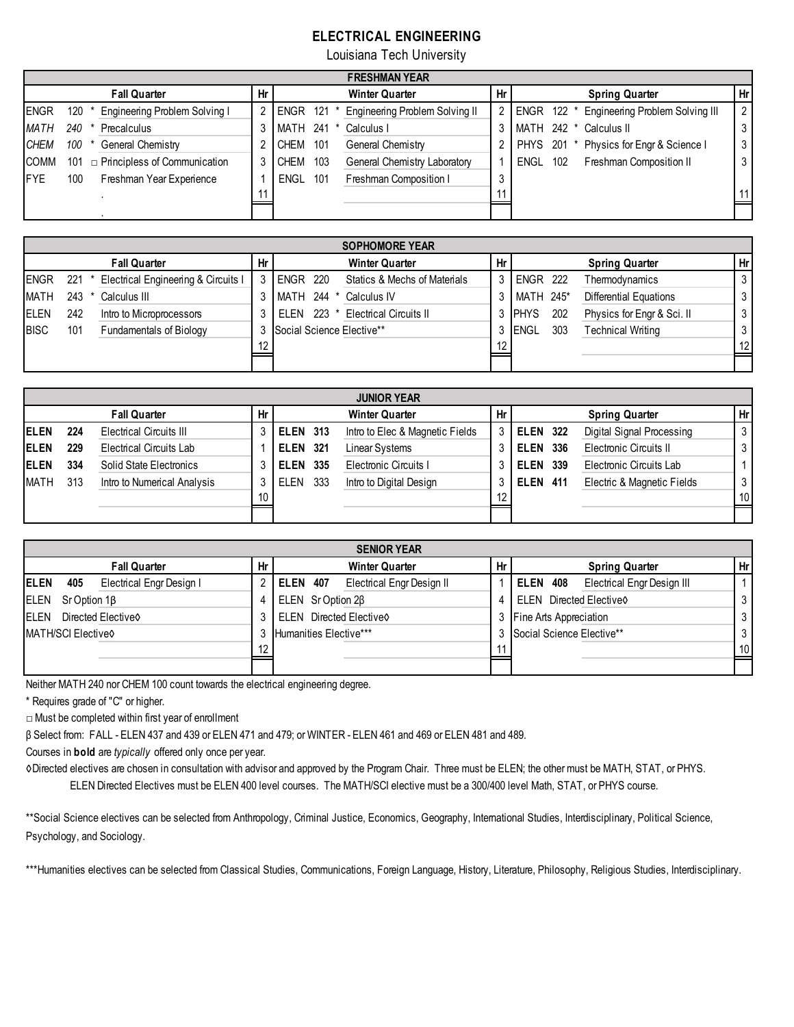# ELECTRICAL ENGINEERING

Louisiana Tech University

| FRESHMAN YEAR | | | | | | | | |
|---|---|---|---|---|---|---|---|---|
| **Fall Quarter** | | Hr | **Winter Quarter** | | Hr | **Spring Quarter** | | Hr |
| ENGR 120 * | Engineering Problem Solving I | 2 | ENGR 121 * | Engineering Problem Solving II | 2 | ENGR 122 * | Engineering Problem Solving III | 2 |
| *MATH 240* * | Precalculus | 3 | MATH 241 * | Calculus I | 3 | MATH 242 * | Calculus II | 3 |
| *CHEM 100* * | General Chemistry | 2 | CHEM 101 | General Chemistry | 2 | PHYS 201 * | Physics for Engr & Science I | 3 |
| COMM 101 □ | Principless of Communication | 3 | CHEM 103 | General Chemistry Laboratory | 1 | ENGL 102 | Freshman Composition II | 3 |
| FYE 100 | Freshman Year Experience | 1 | ENGL 101 | Freshman Composition I | 3 | | | |
| | | 11 | | | 11 | | | 11 |

| SOPHOMORE YEAR | | | | | | | | |
|---|---|---|---|---|---|---|---|---|
| **Fall Quarter** | | Hr | **Winter Quarter** | | Hr | **Spring Quarter** | | Hr |
| ENGR 221 * | Electrical Engineering & Circuits I | 3 | ENGR 220 | Statics & Mechs of Materials | 3 | ENGR 222 | Thermodynamics | 3 |
| MATH 243 * | Calculus III | 3 | MATH 244 * | Calculus IV | 3 | MATH 245* | Differential Equations | 3 |
| ELEN 242 | Intro to Microprocessors | 3 | ELEN 223 * | Electrical Circuits II | 3 | PHYS 202 | Physics for Engr & Sci. II | 3 |
| BISC 101 | Fundamentals of Biology | 3 | Social Science Elective** | | 3 | ENGL 303 | Technical Writing | 3 |
| | | 12 | | | 12 | | | 12 |

| JUNIOR YEAR | | | | | | | | |
|---|---|---|---|---|---|---|---|---|
| **Fall Quarter** | | Hr | **Winter Quarter** | | Hr | **Spring Quarter** | | Hr |
| **ELEN 224** | Electrical Circuits III | 3 | **ELEN 313** | Intro to Elec & Magnetic Fields | 3 | **ELEN 322** | Digital Signal Processing | 3 |
| **ELEN 229** | Electrical Circuits Lab | 1 | **ELEN 321** | Linear Systems | 3 | **ELEN 336** | Electronic Circuits II | 3 |
| **ELEN 334** | Solid State Electronics | 3 | **ELEN 335** | Electronic Circuits I | 3 | **ELEN 339** | Electronic Circuits Lab | 1 |
| MATH 313 | Intro to Numerical Analysis | 3 | ELEN 333 | Intro to Digital Design | 3 | **ELEN 411** | Electric & Magnetic Fields | 3 |
| | | 10 | | | 12 | | | 10 |

| SENIOR YEAR | | | | | | | | |
|---|---|---|---|---|---|---|---|---|
| **Fall Quarter** | | Hr | **Winter Quarter** | | Hr | **Spring Quarter** | | Hr |
| **ELEN 405** | Electrical Engr Design I | 2 | **ELEN 407** | Electrical Engr Design II | 1 | **ELEN 408** | Electrical Engr Design III | 1 |
| ELEN Sr Option 1β | | 4 | ELEN Sr Option 2β | | 4 | ELEN Directed Elective◊ | | 3 |
| ELEN Directed Elective◊ | | 3 | ELEN Directed Elective◊ | | 3 | Fine Arts Appreciation | | 3 |
| MATH/SCI Elective◊ | | 3 | Humanities Elective*** | | 3 | Social Science Elective** | | 3 |
| | | 12 | | | 11 | | | 10 |

Neither MATH 240 nor CHEM 100 count towards the electrical engineering degree.

* Requires grade of "C" or higher.

□ Must be completed within first year of enrollment

β Select from: FALL - ELEN 437 and 439 or ELEN 471 and 479; or WINTER - ELEN 461 and 469 or ELEN 481 and 489.

Courses in **bold** are *typically* offered only once per year.

◊Directed electives are chosen in consultation with advisor and approved by the Program Chair. Three must be ELEN; the other must be MATH, STAT, or PHYS. ELEN Directed Electives must be ELEN 400 level courses. The MATH/SCI elective must be a 300/400 level Math, STAT, or PHYS course.

**Social Science electives can be selected from Anthropology, Criminal Justice, Economics, Geography, International Studies, Interdisciplinary, Political Science, Psychology, and Sociology.

***Humanities electives can be selected from Classical Studies, Communications, Foreign Language, History, Literature, Philosophy, Religious Studies, Interdisciplinary.